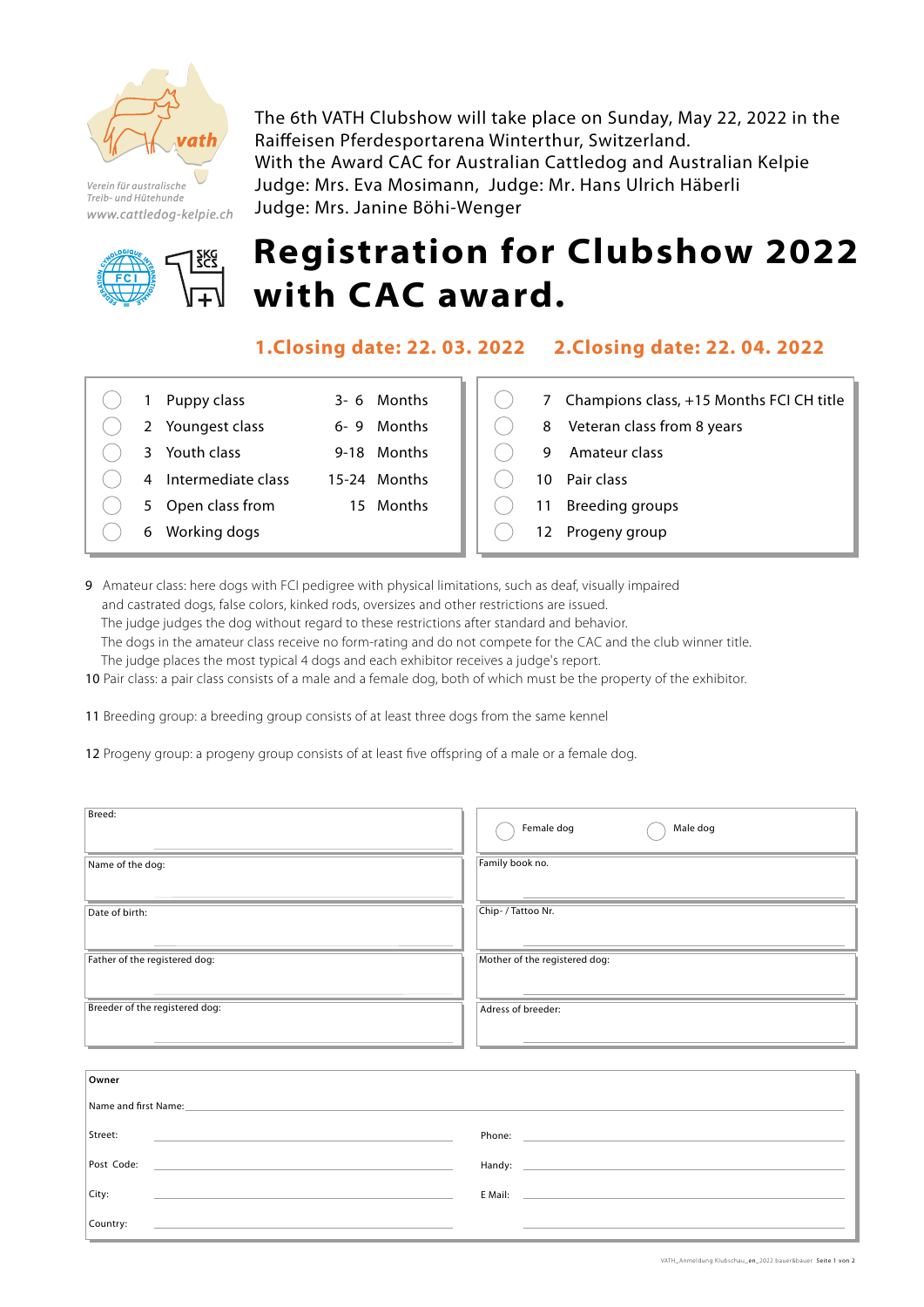Verein für australische Treib- und Hütehunde
www.cattledog-kelpie.ch

The 6th VATH Clubshow will take place on Sunday, May 22, 2022 in the Raiffeisen Pferdesportarena Winterthur, Switzerland.
With the Award CAC for Australian Cattledog and Australian Kelpie
Judge: Mrs. Eva Mosimann, Judge: Mr. Hans Ulrich Häberli
Judge: Mrs. Janine Böhi-Wenger

# Registration for Clubshow 2022 with CAC award.

**1.Closing date: 22. 03. 2022 2.Closing date: 22. 04. 2022**

| | No. | Class | Age | | No. | Class |
|---|---|---|---|---|---|---|
| ◯ | 1 | Puppy class | 3- 6 Months | ◯ | 7 | Champions class, +15 Months FCI CH title |
| ◯ | 2 | Youngest class | 6- 9 Months | ◯ | 8 | Veteran class from 8 years |
| ◯ | 3 | Youth class | 9-18 Months | ◯ | 9 | Amateur class |
| ◯ | 4 | Intermediate class | 15-24 Months | ◯ | 10 | Pair class |
| ◯ | 5 | Open class from | 15 Months | ◯ | 11 | Breeding groups |
| ◯ | 6 | Working dogs | | ◯ | 12 | Progeny group |

9 Amateur class: here dogs with FCI pedigree with physical limitations, such as deaf, visually impaired and castrated dogs, false colors, kinked rods, oversizes and other restrictions are issued.
The judge judges the dog without regard to these restrictions after standard and behavior.
The dogs in the amateur class receive no form-rating and do not compete for the CAC and the club winner title.
The judge places the most typical 4 dogs and each exhibitor receives a judge's report.

10 Pair class: a pair class consists of a male and a female dog, both of which must be the property of the exhibitor.

11 Breeding group: a breeding group consists of at least three dogs from the same kennel

12 Progeny group: a progeny group consists of at least five offspring of a male or a female dog.

| | |
|---|---|
| Breed: | ◯ Female dog ◯ Male dog |
| Name of the dog: | Family book no. |
| Date of birth: | Chip- / Tattoo Nr. |
| Father of the registered dog: | Mother of the registered dog: |
| Breeder of the registered dog: | Adress of breeder: |

**Owner**

Name and first Name: ______________________

| | |
|---|---|
| Street: ______________ | Phone: ______________ |
| Post Code: ______________ | Handy: ______________ |
| City: ______________ | E Mail: ______________ |
| Country: ______________ | ______________ |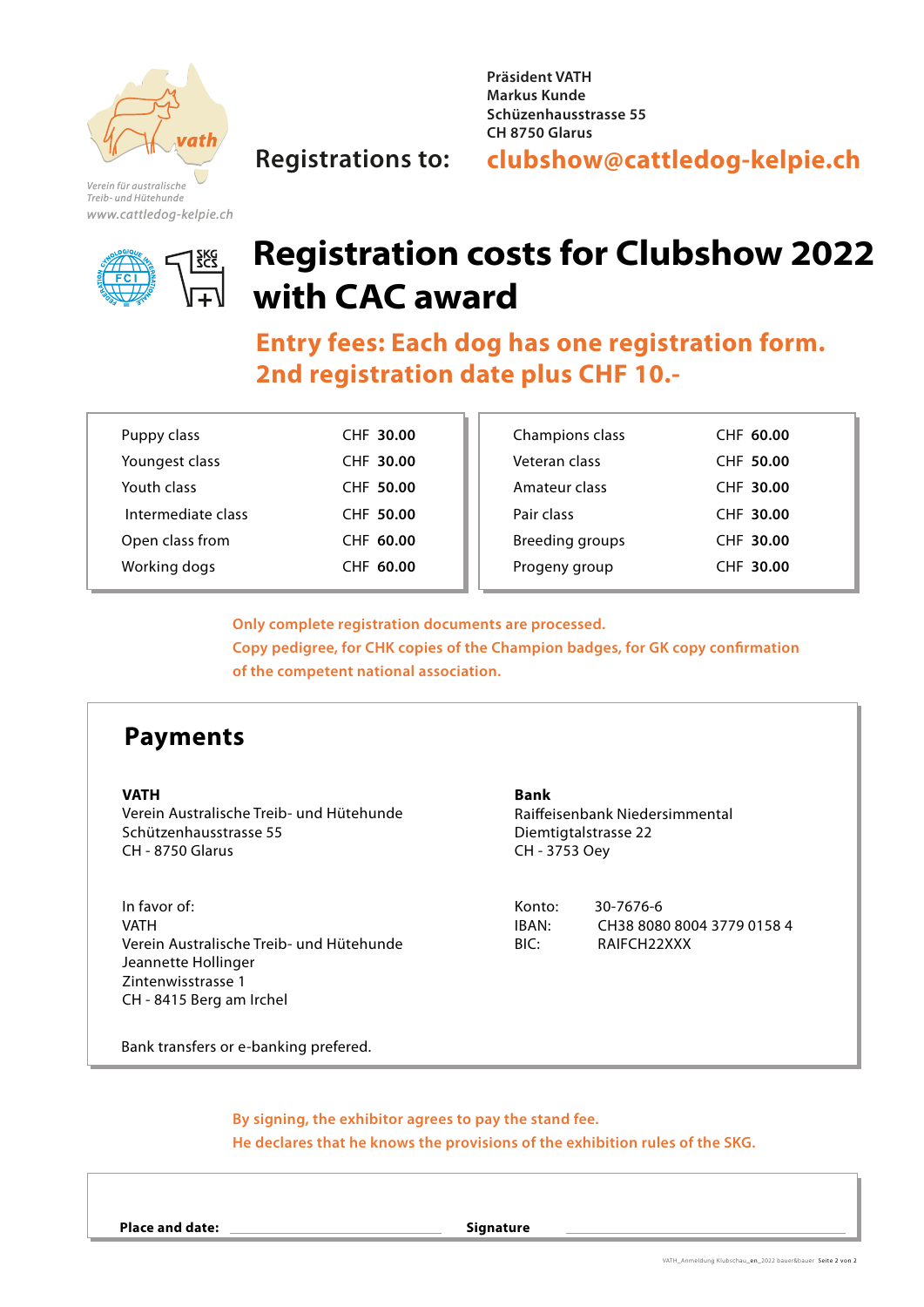*Verein für australische Treib- und Hütehunde*
*www.cattledog-kelpie.ch*

Präsident VATH
Markus Kunde
Schüzenhausstrasse 55
CH 8750 Glarus

**Registrations to:** **clubshow@cattledog-kelpie.ch**

# Registration costs for Clubshow 2022 with CAC award

## Entry fees: Each dog has one registration form. 2nd registration date plus CHF 10.-

| | |
|---|---|
| Puppy class | CHF **30.00** |
| Youngest class | CHF **30.00** |
| Youth class | CHF **50.00** |
| Intermediate class | CHF **50.00** |
| Open class from | CHF **60.00** |
| Working dogs | CHF **60.00** |

| | |
|---|---|
| Champions class | CHF **60.00** |
| Veteran class | CHF **50.00** |
| Amateur class | CHF **30.00** |
| Pair class | CHF **30.00** |
| Breeding groups | CHF **30.00** |
| Progeny group | CHF **30.00** |

**Only complete registration documents are processed.**
**Copy pedigree, for CHK copies of the Champion badges, for GK copy confirmation of the competent national association.**

## Payments

**VATH**
Verein Australische Treib- und Hütehunde
Schützenhausstrasse 55
CH - 8750 Glarus

**Bank**
Raiffeisenbank Niedersimmental
Diemtigtalstrasse 22
CH - 3753 Oey

In favor of:
VATH
Verein Australische Treib- und Hütehunde
Jeannette Hollinger
Zintenwisstrasse 1
CH - 8415 Berg am Irchel

Konto: 30-7676-6
IBAN: CH38 8080 8004 3779 0158 4
BIC: RAIFCH22XXX

Bank transfers or e-banking prefered.

**By signing, the exhibitor agrees to pay the stand fee.**
**He declares that he knows the provisions of the exhibition rules of the SKG.**

**Place and date:** ______________________ **Signature** ______________________